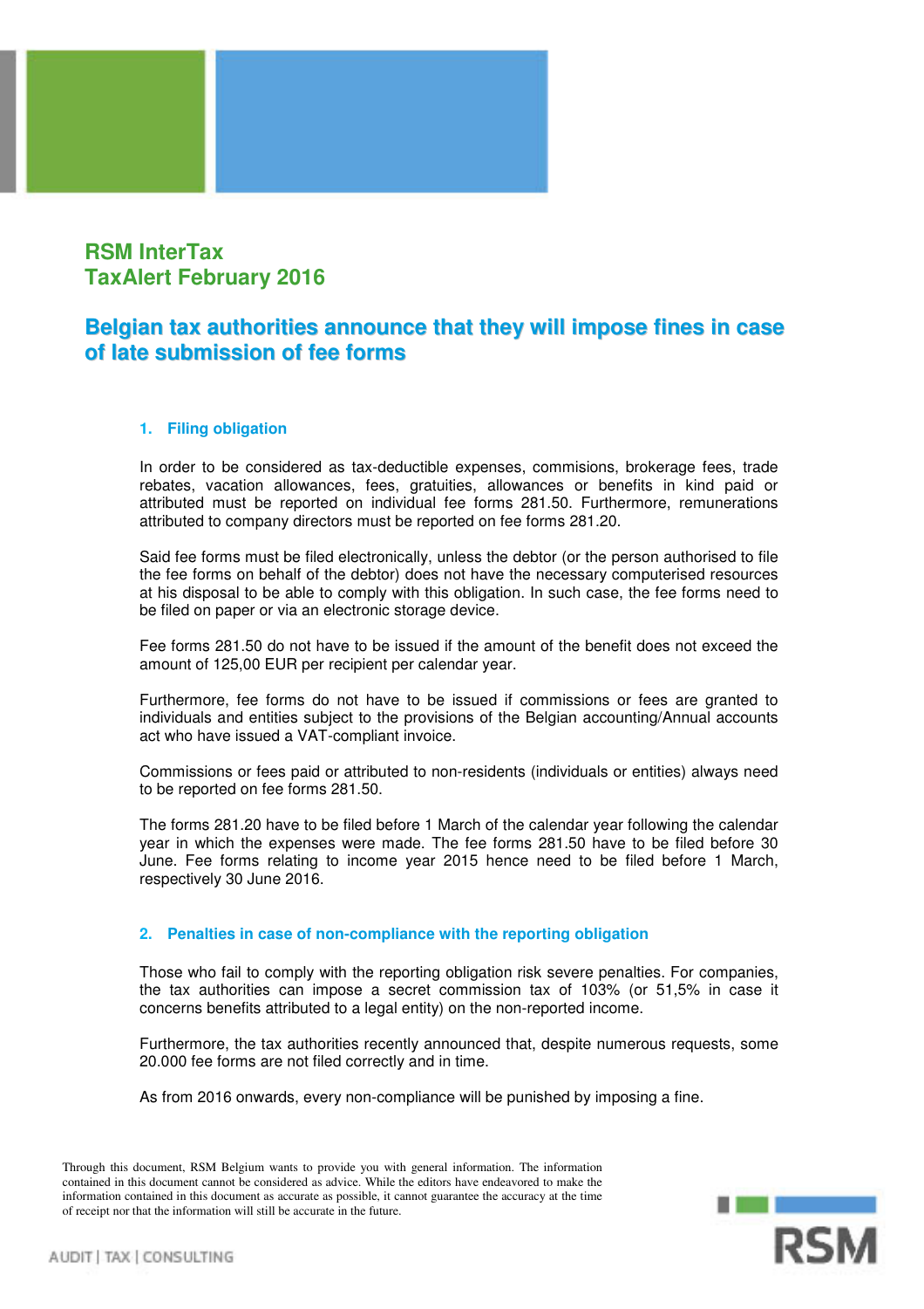# RSM InterTax
# TaxAlert February 2016

## Belgian tax authorities announce that they will impose fines in case of late submission of fee forms

### 1. Filing obligation

In order to be considered as tax-deductible expenses, commisions, brokerage fees, trade rebates, vacation allowances, fees, gratuities, allowances or benefits in kind paid or attributed must be reported on individual fee forms 281.50. Furthermore, remunerations attributed to company directors must be reported on fee forms 281.20.

Said fee forms must be filed electronically, unless the debtor (or the person authorised to file the fee forms on behalf of the debtor) does not have the necessary computerised resources at his disposal to be able to comply with this obligation. In such case, the fee forms need to be filed on paper or via an electronic storage device.

Fee forms 281.50 do not have to be issued if the amount of the benefit does not exceed the amount of 125,00 EUR per recipient per calendar year.

Furthermore, fee forms do not have to be issued if commissions or fees are granted to individuals and entities subject to the provisions of the Belgian accounting/Annual accounts act who have issued a VAT-compliant invoice.

Commissions or fees paid or attributed to non-residents (individuals or entities) always need to be reported on fee forms 281.50.

The forms 281.20 have to be filed before 1 March of the calendar year following the calendar year in which the expenses were made. The fee forms 281.50 have to be filed before 30 June. Fee forms relating to income year 2015 hence need to be filed before 1 March, respectively 30 June 2016.

### 2. Penalties in case of non-compliance with the reporting obligation

Those who fail to comply with the reporting obligation risk severe penalties. For companies, the tax authorities can impose a secret commission tax of 103% (or 51,5% in case it concerns benefits attributed to a legal entity) on the non-reported income.

Furthermore, the tax authorities recently announced that, despite numerous requests, some 20.000 fee forms are not filed correctly and in time.

As from 2016 onwards, every non-compliance will be punished by imposing a fine.

Through this document, RSM Belgium wants to provide you with general information. The information contained in this document cannot be considered as advice. While the editors have endeavored to make the information contained in this document as accurate as possible, it cannot guarantee the accuracy at the time of receipt nor that the information will still be accurate in the future.

AUDIT | TAX | CONSULTING

RSM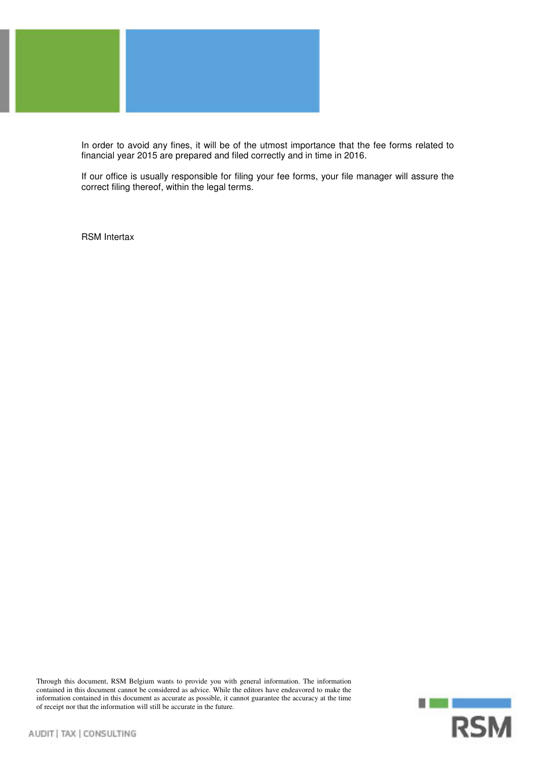In order to avoid any fines, it will be of the utmost importance that the fee forms related to financial year 2015 are prepared and filed correctly and in time in 2016.

If our office is usually responsible for filing your fee forms, your file manager will assure the correct filing thereof, within the legal terms.

RSM Intertax

Through this document, RSM Belgium wants to provide you with general information. The information contained in this document cannot be considered as advice. While the editors have endeavored to make the information contained in this document as accurate as possible, it cannot guarantee the accuracy at the time of receipt nor that the information will still be accurate in the future.